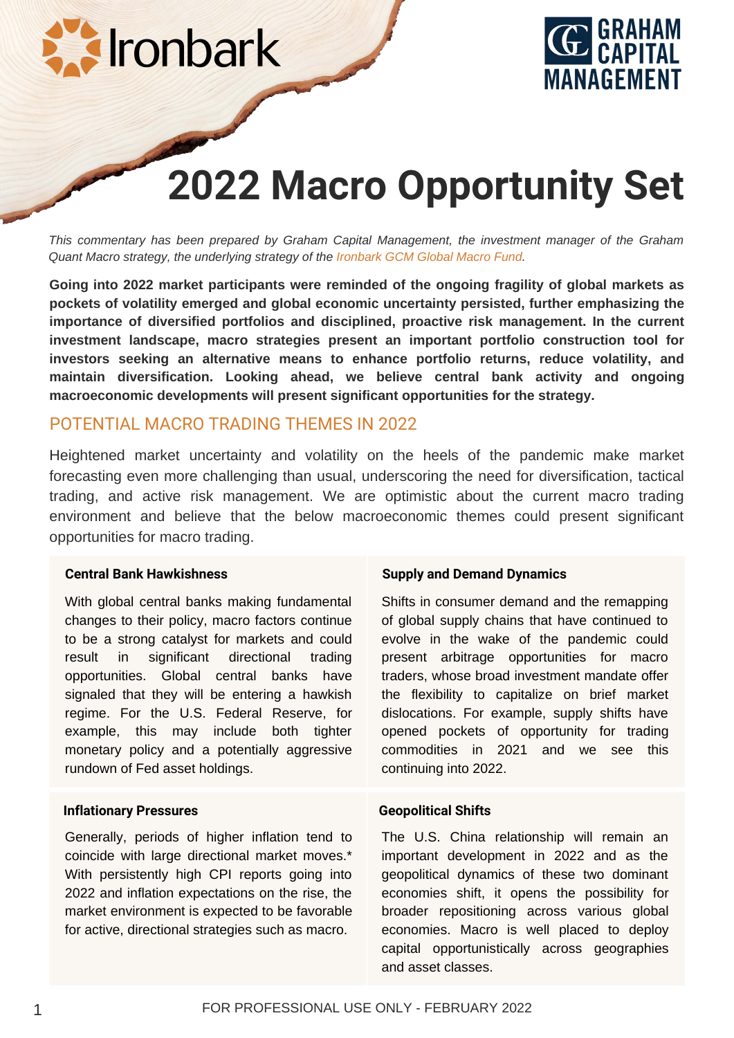# 2022 Macro Opportunity Set

*This commentary has been prepared by Graham Capital Management, the investment manager of the Graham Quant Macro strategy, the underlying strategy of the Ironbark GCM Global Macro Fund.*

**Going into 2022 market participants were reminded of the ongoing fragility of global markets as pockets of volatility emerged and global economic uncertainty persisted, further emphasizing the importance of diversified portfolios and disciplined, proactive risk management. In the current investment landscape, macro strategies present an important portfolio construction tool for investors seeking an alternative means to enhance portfolio returns, reduce volatility, and maintain diversification. Looking ahead, we believe central bank activity and ongoing macroeconomic developments will present significant opportunities for the strategy.**

## POTENTIAL MACRO TRADING THEMES IN 2022

Heightened market uncertainty and volatility on the heels of the pandemic make market forecasting even more challenging than usual, underscoring the need for diversification, tactical trading, and active risk management. We are optimistic about the current macro trading environment and believe that the below macroeconomic themes could present significant opportunities for macro trading.

### Central Bank Hawkishness

With global central banks making fundamental changes to their policy, macro factors continue to be a strong catalyst for markets and could result in significant directional trading opportunities. Global central banks have signaled that they will be entering a hawkish regime. For the U.S. Federal Reserve, for example, this may include both tighter monetary policy and a potentially aggressive rundown of Fed asset holdings.

### Supply and Demand Dynamics

Shifts in consumer demand and the remapping of global supply chains that have continued to evolve in the wake of the pandemic could present arbitrage opportunities for macro traders, whose broad investment mandate offer the flexibility to capitalize on brief market dislocations. For example, supply shifts have opened pockets of opportunity for trading commodities in 2021 and we see this continuing into 2022.

### Inflationary Pressures

Generally, periods of higher inflation tend to coincide with large directional market moves.* With persistently high CPI reports going into 2022 and inflation expectations on the rise, the market environment is expected to be favorable for active, directional strategies such as macro.

### Geopolitical Shifts

The U.S. China relationship will remain an important development in 2022 and as the geopolitical dynamics of these two dominant economies shift, it opens the possibility for broader repositioning across various global economies. Macro is well placed to deploy capital opportunistically across geographies and asset classes.

FOR PROFESSIONAL USE ONLY - FEBRUARY 2022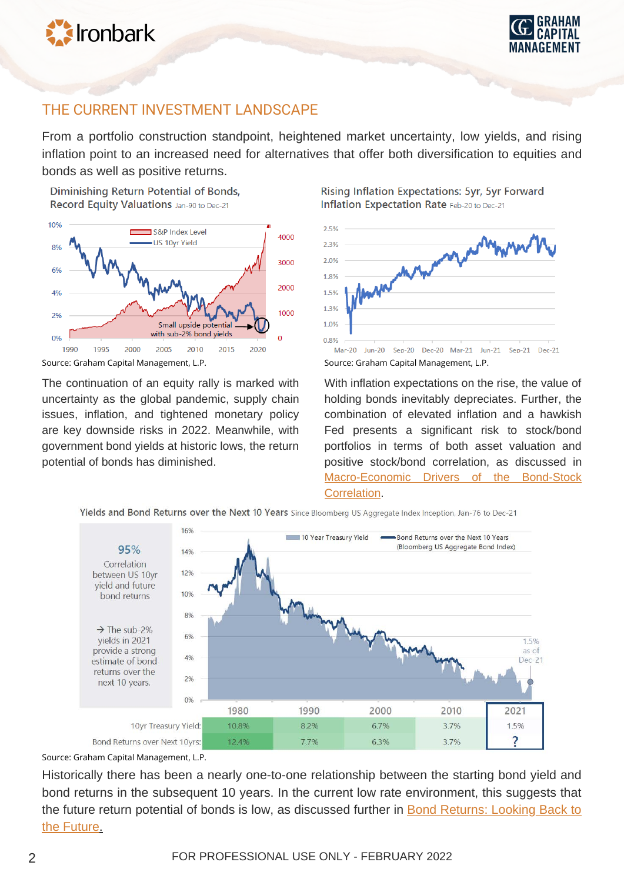## THE CURRENT INVESTMENT LANDSCAPE

From a portfolio construction standpoint, heightened market uncertainty, low yields, and rising inflation point to an increased need for alternatives that offer both diversification to equities and bonds as well as positive returns.

**Diminishing Return Potential of Bonds, Record Equity Valuations** Jan-90 to Dec-21

Source: Graham Capital Management, L.P.

The continuation of an equity rally is marked with uncertainty as the global pandemic, supply chain issues, inflation, and tightened monetary policy are key downside risks in 2022. Meanwhile, with government bond yields at historic lows, the return potential of bonds has diminished.

**Rising Inflation Expectations: 5yr, 5yr Forward Inflation Expectation Rate** Feb-20 to Dec-21

Source: Graham Capital Management, L.P.

With inflation expectations on the rise, the value of holding bonds inevitably depreciates. Further, the combination of elevated inflation and a hawkish Fed presents a significant risk to stock/bond portfolios in terms of both asset valuation and positive stock/bond correlation, as discussed in [Macro-Economic Drivers of the Bond-Stock Correlation](#).

**Yields and Bond Returns over the Next 10 Years** Since Bloomberg US Aggregate Index Inception, Jan-76 to Dec-21

95% Correlation between US 10yr yield and future bond returns

→ The sub-2% yields in 2021 provide a strong estimate of bond returns over the next 10 years.

| | 1980 | 1990 | 2000 | 2010 | 2021 |
|---|---|---|---|---|---|
| 10yr Treasury Yield: | 10.8% | 8.2% | 6.7% | 3.7% | 1.5% |
| Bond Returns over Next 10yrs: | 12.4% | 7.7% | 6.3% | 3.7% | ? |

Source: Graham Capital Management, L.P.

Historically there has been a nearly one-to-one relationship between the starting bond yield and bond returns in the subsequent 10 years. In the current low rate environment, this suggests that the future return potential of bonds is low, as discussed further in [Bond Returns: Looking Back to the Future.](#)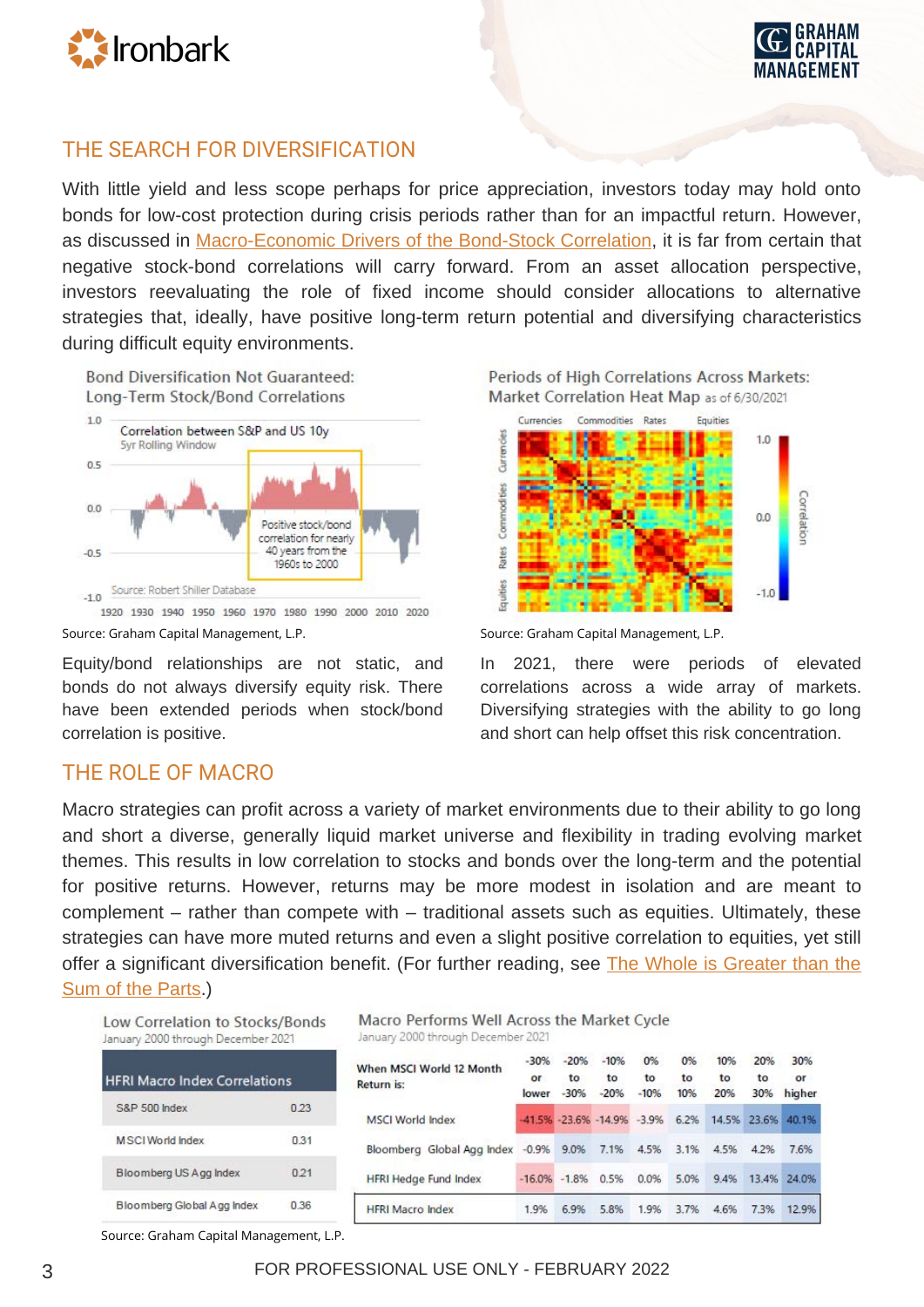## THE SEARCH FOR DIVERSIFICATION

With little yield and less scope perhaps for price appreciation, investors today may hold onto bonds for low-cost protection during crisis periods rather than for an impactful return. However, as discussed in Macro-Economic Drivers of the Bond-Stock Correlation, it is far from certain that negative stock-bond correlations will carry forward. From an asset allocation perspective, investors reevaluating the role of fixed income should consider allocations to alternative strategies that, ideally, have positive long-term return potential and diversifying characteristics during difficult equity environments.

Bond Diversification Not Guaranteed: Long-Term Stock/Bond Correlations

Source: Graham Capital Management, L.P.

Equity/bond relationships are not static, and bonds do not always diversify equity risk. There have been extended periods when stock/bond correlation is positive.

Periods of High Correlations Across Markets: Market Correlation Heat Map as of 6/30/2021

Source: Graham Capital Management, L.P.

In 2021, there were periods of elevated correlations across a wide array of markets. Diversifying strategies with the ability to go long and short can help offset this risk concentration.

## THE ROLE OF MACRO

Macro strategies can profit across a variety of market environments due to their ability to go long and short a diverse, generally liquid market universe and flexibility in trading evolving market themes. This results in low correlation to stocks and bonds over the long-term and the potential for positive returns. However, returns may be more modest in isolation and are meant to complement – rather than compete with – traditional assets such as equities. Ultimately, these strategies can have more muted returns and even a slight positive correlation to equities, yet still offer a significant diversification benefit. (For further reading, see The Whole is Greater than the Sum of the Parts.)

Low Correlation to Stocks/Bonds
January 2000 through December 2021

| HFRI Macro Index Correlations | |
|---|---|
| S&P 500 Index | 0.23 |
| MSCI World Index | 0.31 |
| Bloomberg US Agg Index | 0.21 |
| Bloomberg Global Agg Index | 0.36 |

Macro Performs Well Across the Market Cycle
January 2000 through December 2021

| When MSCI World 12 Month Return is: | -30% or lower | -20% to -30% | -10% to -20% | 0% to -10% | 0% to 10% | 10% to 20% | 20% to 30% | 30% or higher |
|---|---|---|---|---|---|---|---|---|
| MSCI World Index | -41.5% | -23.6% | -14.9% | -3.9% | 6.2% | 14.5% | 23.6% | 40.1% |
| Bloomberg Global Agg Index | -0.9% | 9.0% | 7.1% | 4.5% | 3.1% | 4.5% | 4.2% | 7.6% |
| HFRI Hedge Fund Index | -16.0% | -1.8% | 0.5% | 0.0% | 5.0% | 9.4% | 13.4% | 24.0% |
| HFRI Macro Index | 1.9% | 6.9% | 5.8% | 1.9% | 3.7% | 4.6% | 7.3% | 12.9% |

Source: Graham Capital Management, L.P.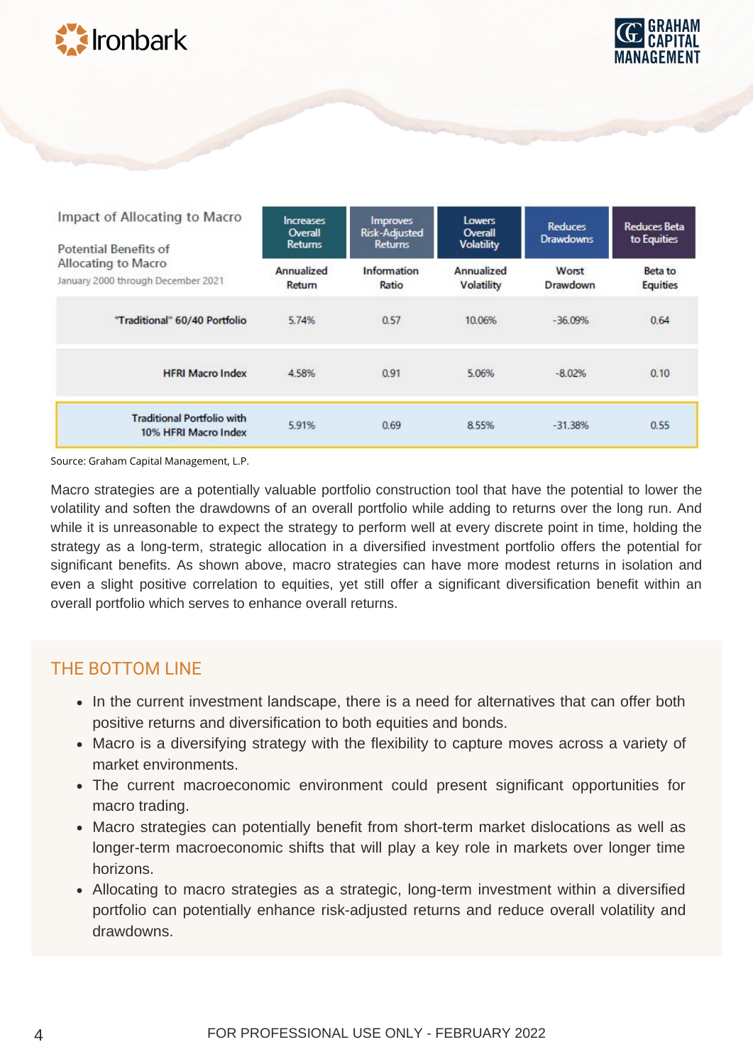| Impact of Allocating to Macro<br><br>Potential Benefits of Allocating to Macro<br>January 2000 through December 2021 | Increases Overall Returns | Improves Risk-Adjusted Returns | Lowers Overall Volatility | Reduces Drawdowns | Reduces Beta to Equities |
|---|---|---|---|---|---|
| | Annualized Return | Information Ratio | Annualized Volatility | Worst Drawdown | Beta to Equities |
| "Traditional" 60/40 Portfolio | 5.74% | 0.57 | 10.06% | -36.09% | 0.64 |
| HFRI Macro Index | 4.58% | 0.91 | 5.06% | -8.02% | 0.10 |
| Traditional Portfolio with 10% HFRI Macro Index | 5.91% | 0.69 | 8.55% | -31.38% | 0.55 |

Source: Graham Capital Management, L.P.

Macro strategies are a potentially valuable portfolio construction tool that have the potential to lower the volatility and soften the drawdowns of an overall portfolio while adding to returns over the long run. And while it is unreasonable to expect the strategy to perform well at every discrete point in time, holding the strategy as a long-term, strategic allocation in a diversified investment portfolio offers the potential for significant benefits. As shown above, macro strategies can have more modest returns in isolation and even a slight positive correlation to equities, yet still offer a significant diversification benefit within an overall portfolio which serves to enhance overall returns.

## THE BOTTOM LINE

- In the current investment landscape, there is a need for alternatives that can offer both positive returns and diversification to both equities and bonds.
- Macro is a diversifying strategy with the flexibility to capture moves across a variety of market environments.
- The current macroeconomic environment could present significant opportunities for macro trading.
- Macro strategies can potentially benefit from short-term market dislocations as well as longer-term macroeconomic shifts that will play a key role in markets over longer time horizons.
- Allocating to macro strategies as a strategic, long-term investment within a diversified portfolio can potentially enhance risk-adjusted returns and reduce overall volatility and drawdowns.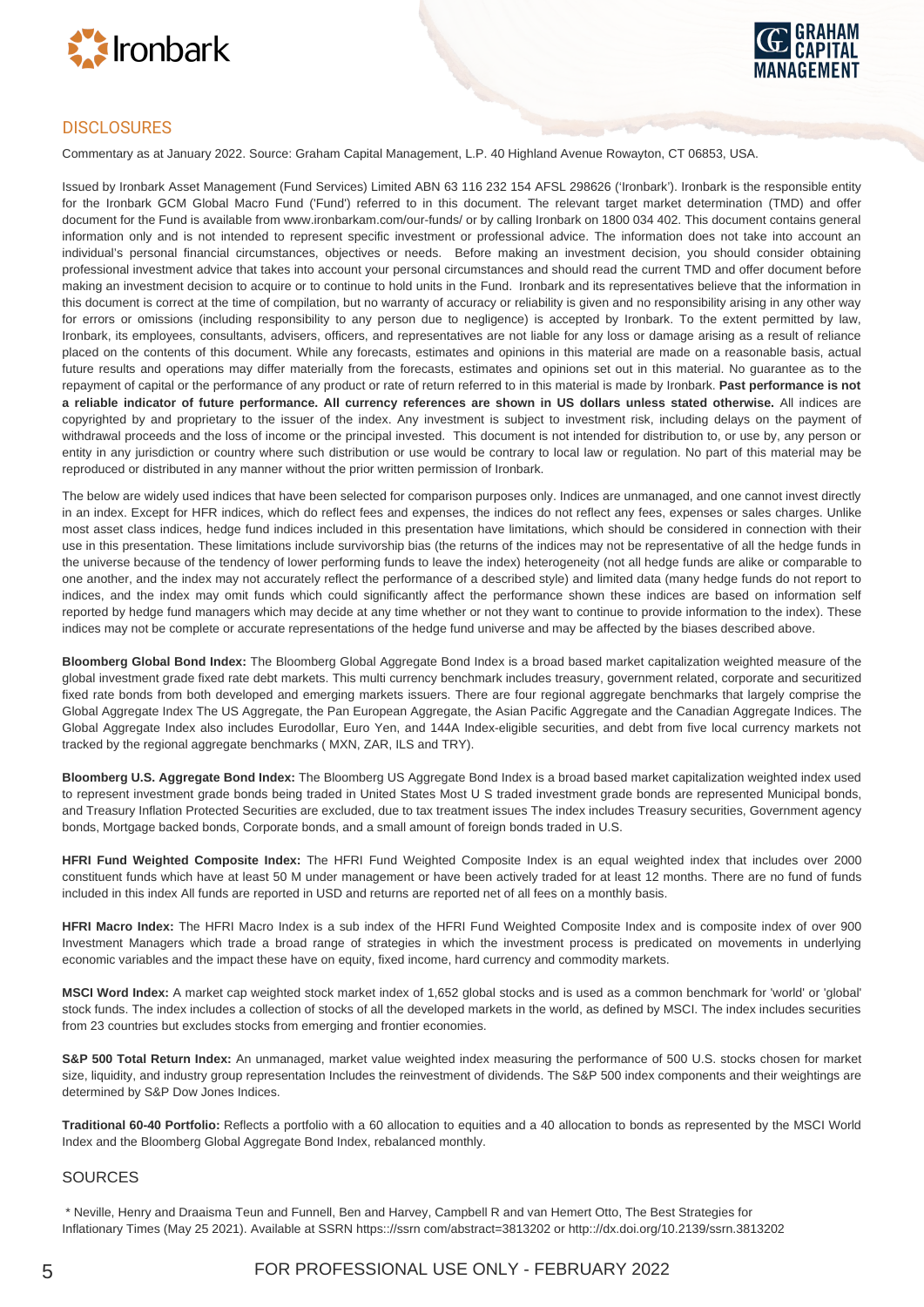## DISCLOSURES

Commentary as at January 2022. Source: Graham Capital Management, L.P. 40 Highland Avenue Rowayton, CT 06853, USA.

Issued by Ironbark Asset Management (Fund Services) Limited ABN 63 116 232 154 AFSL 298626 ('Ironbark'). Ironbark is the responsible entity for the Ironbark GCM Global Macro Fund ('Fund') referred to in this document. The relevant target market determination (TMD) and offer document for the Fund is available from www.ironbarkam.com/our-funds/ or by calling Ironbark on 1800 034 402. This document contains general information only and is not intended to represent specific investment or professional advice. The information does not take into account an individual's personal financial circumstances, objectives or needs. Before making an investment decision, you should consider obtaining professional investment advice that takes into account your personal circumstances and should read the current TMD and offer document before making an investment decision to acquire or to continue to hold units in the Fund. Ironbark and its representatives believe that the information in this document is correct at the time of compilation, but no warranty of accuracy or reliability is given and no responsibility arising in any other way for errors or omissions (including responsibility to any person due to negligence) is accepted by Ironbark. To the extent permitted by law, Ironbark, its employees, consultants, advisers, officers, and representatives are not liable for any loss or damage arising as a result of reliance placed on the contents of this document. While any forecasts, estimates and opinions in this material are made on a reasonable basis, actual future results and operations may differ materially from the forecasts, estimates and opinions set out in this material. No guarantee as to the repayment of capital or the performance of any product or rate of return referred to in this material is made by Ironbark. **Past performance is not a reliable indicator of future performance. All currency references are shown in US dollars unless stated otherwise.** All indices are copyrighted by and proprietary to the issuer of the index. Any investment is subject to investment risk, including delays on the payment of withdrawal proceeds and the loss of income or the principal invested. This document is not intended for distribution to, or use by, any person or entity in any jurisdiction or country where such distribution or use would be contrary to local law or regulation. No part of this material may be reproduced or distributed in any manner without the prior written permission of Ironbark.

The below are widely used indices that have been selected for comparison purposes only. Indices are unmanaged, and one cannot invest directly in an index. Except for HFR indices, which do reflect fees and expenses, the indices do not reflect any fees, expenses or sales charges. Unlike most asset class indices, hedge fund indices included in this presentation have limitations, which should be considered in connection with their use in this presentation. These limitations include survivorship bias (the returns of the indices may not be representative of all the hedge funds in the universe because of the tendency of lower performing funds to leave the index) heterogeneity (not all hedge funds are alike or comparable to one another, and the index may not accurately reflect the performance of a described style) and limited data (many hedge funds do not report to indices, and the index may omit funds which could significantly affect the performance shown these indices are based on information self reported by hedge fund managers which may decide at any time whether or not they want to continue to provide information to the index). These indices may not be complete or accurate representations of the hedge fund universe and may be affected by the biases described above.

**Bloomberg Global Bond Index:** The Bloomberg Global Aggregate Bond Index is a broad based market capitalization weighted measure of the global investment grade fixed rate debt markets. This multi currency benchmark includes treasury, government related, corporate and securitized fixed rate bonds from both developed and emerging markets issuers. There are four regional aggregate benchmarks that largely comprise the Global Aggregate Index The US Aggregate, the Pan European Aggregate, the Asian Pacific Aggregate and the Canadian Aggregate Indices. The Global Aggregate Index also includes Eurodollar, Euro Yen, and 144A Index-eligible securities, and debt from five local currency markets not tracked by the regional aggregate benchmarks ( MXN, ZAR, ILS and TRY).

**Bloomberg U.S. Aggregate Bond Index:** The Bloomberg US Aggregate Bond Index is a broad based market capitalization weighted index used to represent investment grade bonds being traded in United States Most U S traded investment grade bonds are represented Municipal bonds, and Treasury Inflation Protected Securities are excluded, due to tax treatment issues The index includes Treasury securities, Government agency bonds, Mortgage backed bonds, Corporate bonds, and a small amount of foreign bonds traded in U.S.

**HFRI Fund Weighted Composite Index:** The HFRI Fund Weighted Composite Index is an equal weighted index that includes over 2000 constituent funds which have at least 50 M under management or have been actively traded for at least 12 months. There are no fund of funds included in this index All funds are reported in USD and returns are reported net of all fees on a monthly basis.

**HFRI Macro Index:** The HFRI Macro Index is a sub index of the HFRI Fund Weighted Composite Index and is composite index of over 900 Investment Managers which trade a broad range of strategies in which the investment process is predicated on movements in underlying economic variables and the impact these have on equity, fixed income, hard currency and commodity markets.

**MSCI Word Index:** A market cap weighted stock market index of 1,652 global stocks and is used as a common benchmark for 'world' or 'global' stock funds. The index includes a collection of stocks of all the developed markets in the world, as defined by MSCI. The index includes securities from 23 countries but excludes stocks from emerging and frontier economies.

**S&P 500 Total Return Index:** An unmanaged, market value weighted index measuring the performance of 500 U.S. stocks chosen for market size, liquidity, and industry group representation Includes the reinvestment of dividends. The S&P 500 index components and their weightings are determined by S&P Dow Jones Indices.

**Traditional 60-40 Portfolio:** Reflects a portfolio with a 60 allocation to equities and a 40 allocation to bonds as represented by the MSCI World Index and the Bloomberg Global Aggregate Bond Index, rebalanced monthly.

## SOURCES

\* Neville, Henry and Draaisma Teun and Funnell, Ben and Harvey, Campbell R and van Hemert Otto, The Best Strategies for Inflationary Times (May 25 2021). Available at SSRN https://ssrn com/abstract=3813202 or http://dx.doi.org/10.2139/ssrn.3813202

FOR PROFESSIONAL USE ONLY - FEBRUARY 2022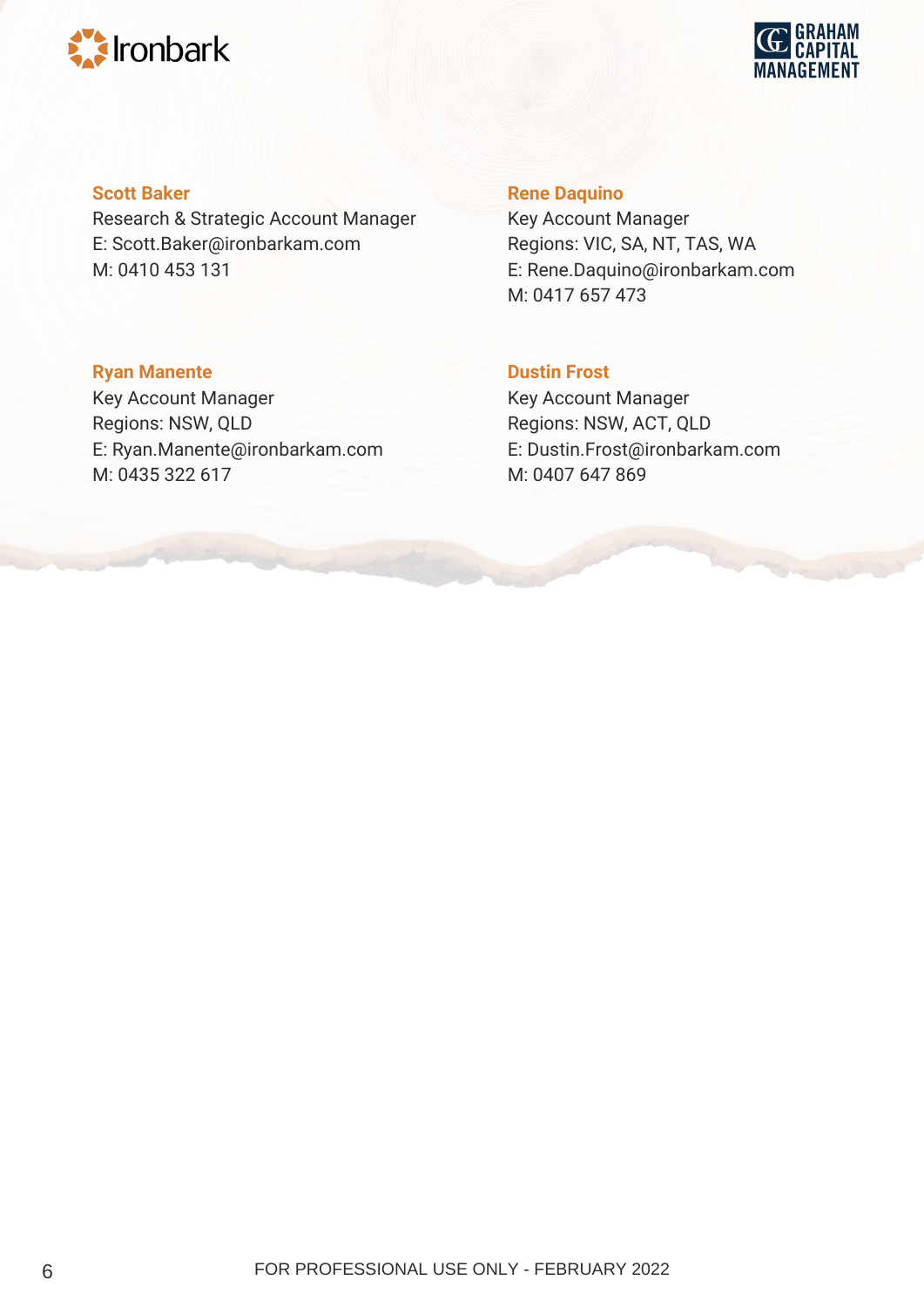**Scott Baker**
Research & Strategic Account Manager
E: Scott.Baker@ironbarkam.com
M: 0410 453 131

**Rene Daquino**
Key Account Manager
Regions: VIC, SA, NT, TAS, WA
E: Rene.Daquino@ironbarkam.com
M: 0417 657 473

**Ryan Manente**
Key Account Manager
Regions: NSW, QLD
E: Ryan.Manente@ironbarkam.com
M: 0435 322 617

**Dustin Frost**
Key Account Manager
Regions: NSW, ACT, QLD
E: Dustin.Frost@ironbarkam.com
M: 0407 647 869